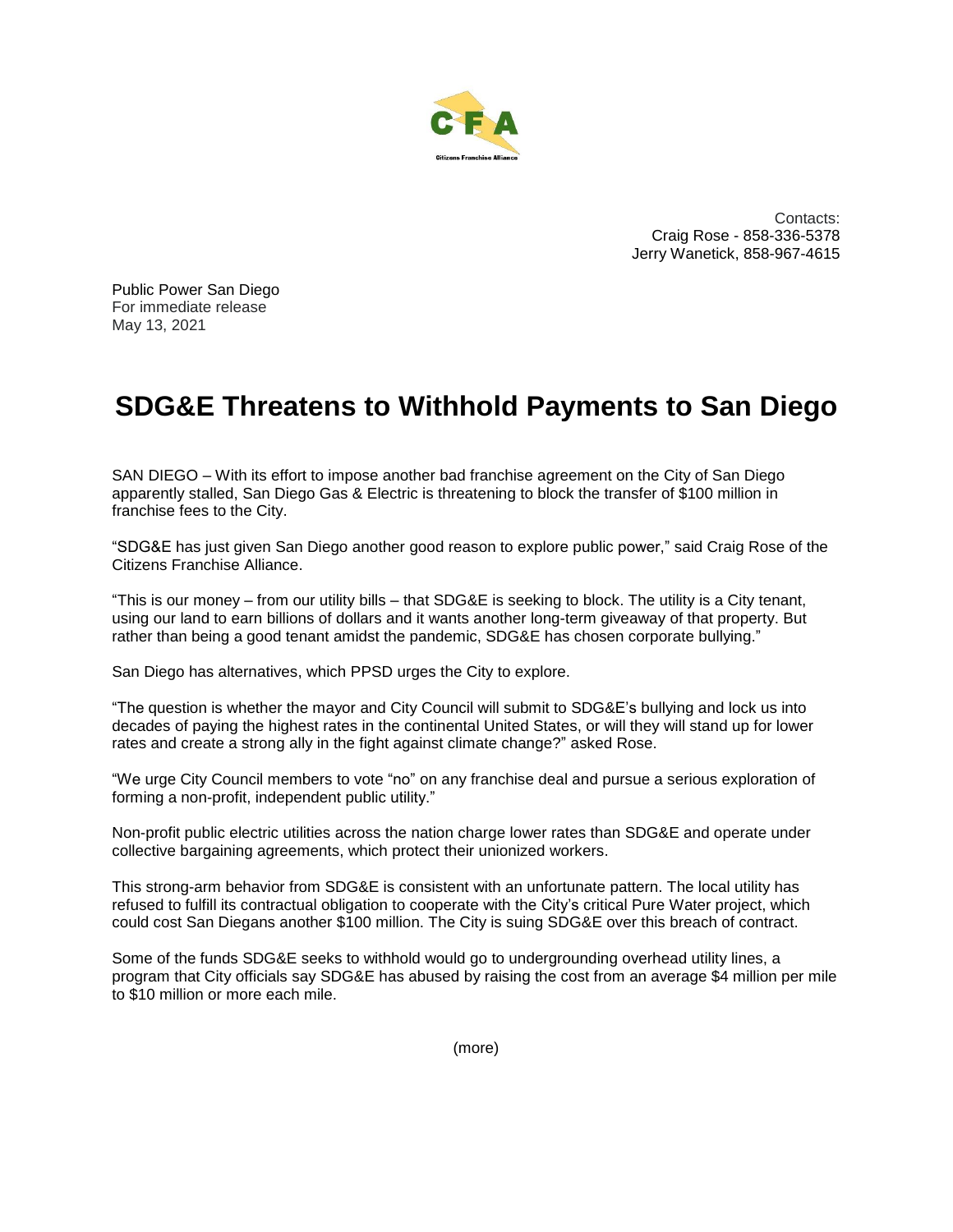CFA

Citizens Franchise Alliance

Contacts:
Craig Rose - 858-336-5378
Jerry Wanetick, 858-967-4615

Public Power San Diego
For immediate release
May 13, 2021

# SDG&E Threatens to Withhold Payments to San Diego

SAN DIEGO – With its effort to impose another bad franchise agreement on the City of San Diego apparently stalled, San Diego Gas & Electric is threatening to block the transfer of $100 million in franchise fees to the City.

"SDG&E has just given San Diego another good reason to explore public power," said Craig Rose of the Citizens Franchise Alliance.

"This is our money – from our utility bills – that SDG&E is seeking to block. The utility is a City tenant, using our land to earn billions of dollars and it wants another long-term giveaway of that property. But rather than being a good tenant amidst the pandemic, SDG&E has chosen corporate bullying."

San Diego has alternatives, which PPSD urges the City to explore.

"The question is whether the mayor and City Council will submit to SDG&E's bullying and lock us into decades of paying the highest rates in the continental United States, or will they will stand up for lower rates and create a strong ally in the fight against climate change?" asked Rose.

"We urge City Council members to vote "no" on any franchise deal and pursue a serious exploration of forming a non-profit, independent public utility."

Non-profit public electric utilities across the nation charge lower rates than SDG&E and operate under collective bargaining agreements, which protect their unionized workers.

This strong-arm behavior from SDG&E is consistent with an unfortunate pattern. The local utility has refused to fulfill its contractual obligation to cooperate with the City's critical Pure Water project, which could cost San Diegans another $100 million. The City is suing SDG&E over this breach of contract.

Some of the funds SDG&E seeks to withhold would go to undergrounding overhead utility lines, a program that City officials say SDG&E has abused by raising the cost from an average $4 million per mile to $10 million or more each mile.

(more)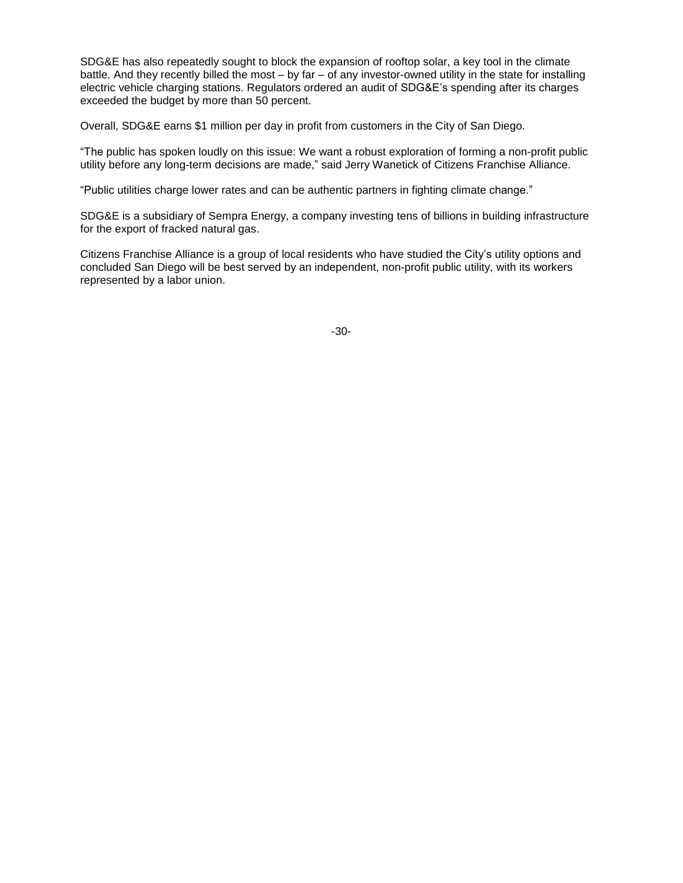SDG&E has also repeatedly sought to block the expansion of rooftop solar, a key tool in the climate battle. And they recently billed the most – by far – of any investor-owned utility in the state for installing electric vehicle charging stations. Regulators ordered an audit of SDG&E's spending after its charges exceeded the budget by more than 50 percent.

Overall, SDG&E earns $1 million per day in profit from customers in the City of San Diego.

"The public has spoken loudly on this issue: We want a robust exploration of forming a non-profit public utility before any long-term decisions are made," said Jerry Wanetick of Citizens Franchise Alliance.

"Public utilities charge lower rates and can be authentic partners in fighting climate change."

SDG&E is a subsidiary of Sempra Energy, a company investing tens of billions in building infrastructure for the export of fracked natural gas.

Citizens Franchise Alliance is a group of local residents who have studied the City's utility options and concluded San Diego will be best served by an independent, non-profit public utility, with its workers represented by a labor union.

-30-